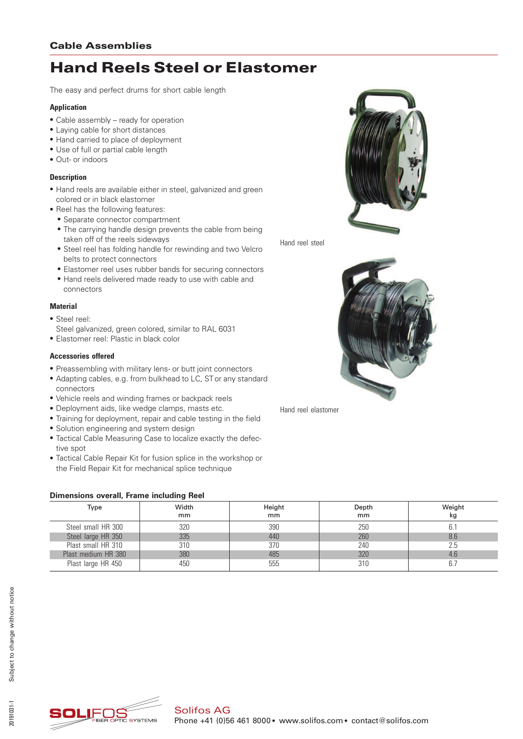## Cable Assemblies

# Hand Reels Steel or Elastomer

The easy and perfect drums for short cable length

### Application

- Cable assembly – ready for operation
- Laying cable for short distances
- Hand carried to place of deployment
- Use of full or partial cable length
- Out- or indoors

### Description

- Hand reels are available either in steel, galvanized and green colored or in black elastomer
- Reel has the following features:
  - Separate connector compartment
  - The carrying handle design prevents the cable from being taken off of the reels sideways
  - Steel reel has folding handle for rewinding and two Velcro belts to protect connectors
  - Elastomer reel uses rubber bands for securing connectors
  - Hand reels delivered made ready to use with cable and connectors

### Material

- Steel reel:
  Steel galvanized, green colored, similar to RAL 6031
- Elastomer reel: Plastic in black color

### Accessories offered

- Preassembling with military lens- or butt joint connectors
- Adapting cables, e.g. from bulkhead to LC, ST or any standard connectors
- Vehicle reels and winding frames or backpack reels
- Deployment aids, like wedge clamps, masts etc.
- Training for deployment, repair and cable testing in the field
- Solution engineering and system design
- Tactical Cable Measuring Case to localize exactly the defective spot
- Tactical Cable Repair Kit for fusion splice in the workshop or the Field Repair Kit for mechanical splice technique

Hand reel steel

Hand reel elastomer

### Dimensions overall, Frame including Reel

| Type | Width mm | Height mm | Depth mm | Weight kg |
|---|---|---|---|---|
| Steel small HR 300 | 320 | 390 | 250 | 6.1 |
| Steel large HR 350 | 335 | 440 | 260 | 8.6 |
| Plast small HR 310 | 310 | 370 | 240 | 2.5 |
| Plast medium HR 380 | 380 | 485 | 320 | 4.6 |
| Plast large HR 450 | 450 | 555 | 310 | 6.7 |

Subject to change without notice

20191031-1

SOLIFOS FIBER OPTIC SYSTEMS

Solifos AG
Phone +41 (0)56 461 8000 • www.solifos.com • contact@solifos.com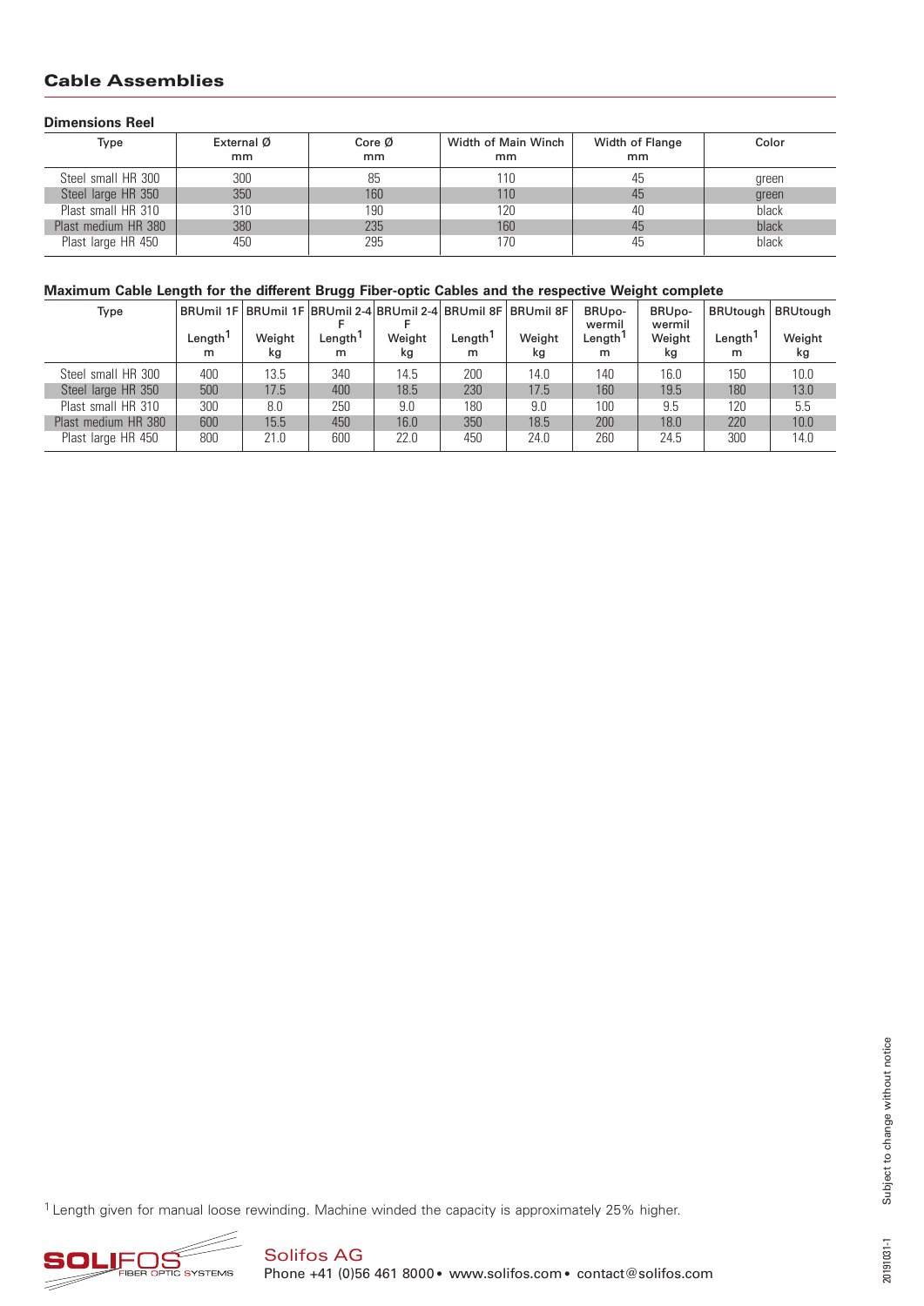## Cable Assemblies

### Dimensions Reel

| Type | External Ø<br>mm | Core Ø<br>mm | Width of Main Winch<br>mm | Width of Flange<br>mm | Color |
|---|---|---|---|---|---|
| Steel small HR 300 | 300 | 85 | 110 | 45 | green |
| Steel large HR 350 | 350 | 160 | 110 | 45 | green |
| Plast small HR 310 | 310 | 190 | 120 | 40 | black |
| Plast medium HR 380 | 380 | 235 | 160 | 45 | black |
| Plast large HR 450 | 450 | 295 | 170 | 45 | black |

### Maximum Cable Length for the different Brugg Fiber-optic Cables and the respective Weight complete

| Type | BRUmil 1F<br>Length[1]<br>m | BRUmil 1F<br>Weight<br>kg | BRUmil 2-4 F<br>Length[1]<br>m | BRUmil 2-4 F<br>Weight<br>kg | BRUmil 8F<br>Length[1]<br>m | BRUmil 8F<br>Weight<br>kg | BRUpowermil<br>Length[1]<br>m | BRUpowermil<br>Weight<br>kg | BRUtough<br>Length[1]<br>m | BRUtough<br>Weight<br>kg |
|---|---|---|---|---|---|---|---|---|---|---|
| Steel small HR 300 | 400 | 13.5 | 340 | 14.5 | 200 | 14.0 | 140 | 16.0 | 150 | 10.0 |
| Steel large HR 350 | 500 | 17.5 | 400 | 18.5 | 230 | 17.5 | 160 | 19.5 | 180 | 13.0 |
| Plast small HR 310 | 300 | 8.0 | 250 | 9.0 | 180 | 9.0 | 100 | 9.5 | 120 | 5.5 |
| Plast medium HR 380 | 600 | 15.5 | 450 | 16.0 | 350 | 18.5 | 200 | 18.0 | 220 | 10.0 |
| Plast large HR 450 | 800 | 21.0 | 600 | 22.0 | 450 | 24.0 | 260 | 24.5 | 300 | 14.0 |

[1] Length given for manual loose rewinding. Machine winded the capacity is approximately 25% higher.

Subject to change without notice

20191031-1

Solifos AG
Phone +41 (0)56 461 8000 • www.solifos.com • contact@solifos.com